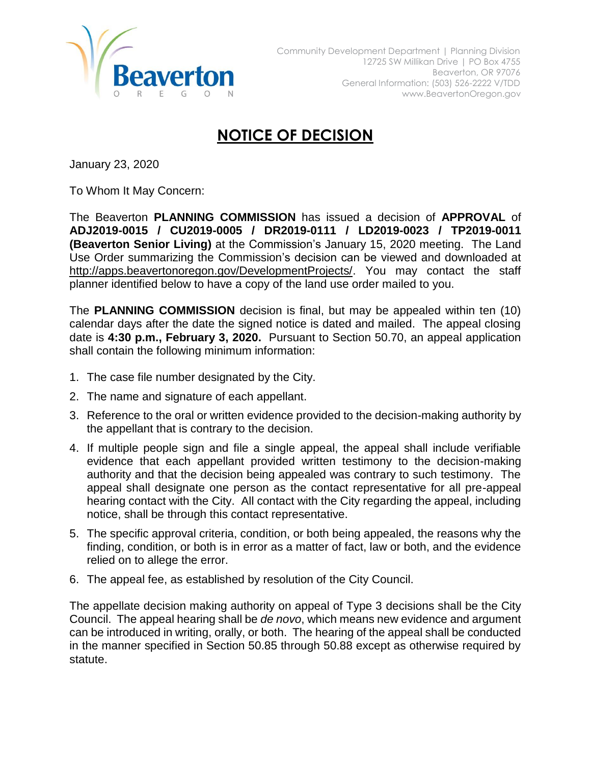Community Development Department | Planning Division
12725 SW Millikan Drive | PO Box 4755
Beaverton, OR 97076
General Information: (503) 526-2222 V/TDD
www.BeavertonOregon.gov

# NOTICE OF DECISION

January 23, 2020

To Whom It May Concern:

The Beaverton **PLANNING COMMISSION** has issued a decision of **APPROVAL** of **ADJ2019-0015 / CU2019-0005 / DR2019-0111 / LD2019-0023 / TP2019-0011 (Beaverton Senior Living)** at the Commission's January 15, 2020 meeting. The Land Use Order summarizing the Commission's decision can be viewed and downloaded at http://apps.beavertonoregon.gov/DevelopmentProjects/. You may contact the staff planner identified below to have a copy of the land use order mailed to you.

The **PLANNING COMMISSION** decision is final, but may be appealed within ten (10) calendar days after the date the signed notice is dated and mailed. The appeal closing date is **4:30 p.m., February 3, 2020.** Pursuant to Section 50.70, an appeal application shall contain the following minimum information:

1. The case file number designated by the City.
2. The name and signature of each appellant.
3. Reference to the oral or written evidence provided to the decision-making authority by the appellant that is contrary to the decision.
4. If multiple people sign and file a single appeal, the appeal shall include verifiable evidence that each appellant provided written testimony to the decision-making authority and that the decision being appealed was contrary to such testimony. The appeal shall designate one person as the contact representative for all pre-appeal hearing contact with the City. All contact with the City regarding the appeal, including notice, shall be through this contact representative.
5. The specific approval criteria, condition, or both being appealed, the reasons why the finding, condition, or both is in error as a matter of fact, law or both, and the evidence relied on to allege the error.
6. The appeal fee, as established by resolution of the City Council.

The appellate decision making authority on appeal of Type 3 decisions shall be the City Council. The appeal hearing shall be *de novo*, which means new evidence and argument can be introduced in writing, orally, or both. The hearing of the appeal shall be conducted in the manner specified in Section 50.85 through 50.88 except as otherwise required by statute.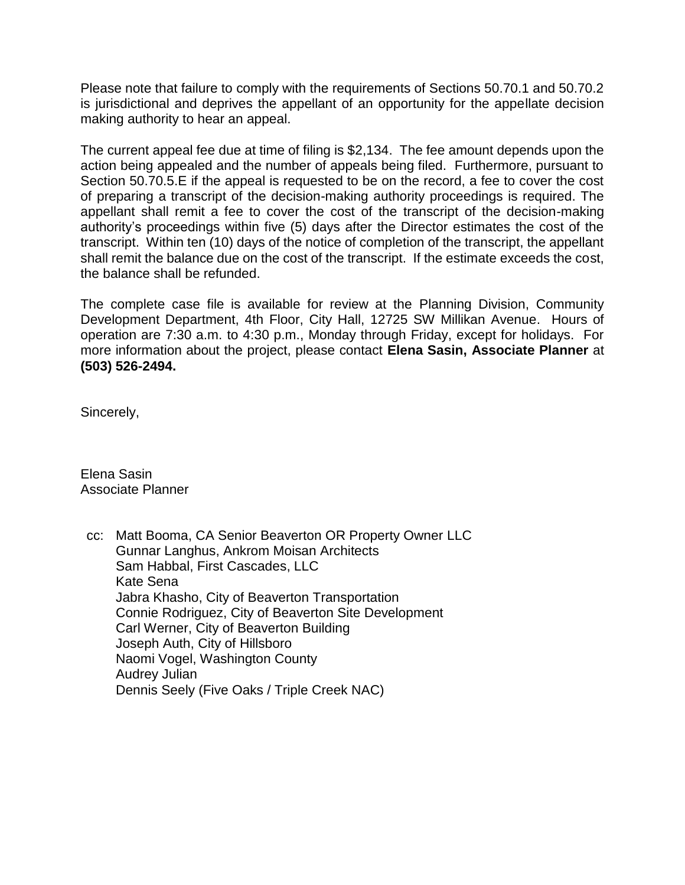Please note that failure to comply with the requirements of Sections 50.70.1 and 50.70.2 is jurisdictional and deprives the appellant of an opportunity for the appellate decision making authority to hear an appeal.

The current appeal fee due at time of filing is $2,134. The fee amount depends upon the action being appealed and the number of appeals being filed. Furthermore, pursuant to Section 50.70.5.E if the appeal is requested to be on the record, a fee to cover the cost of preparing a transcript of the decision-making authority proceedings is required. The appellant shall remit a fee to cover the cost of the transcript of the decision-making authority's proceedings within five (5) days after the Director estimates the cost of the transcript. Within ten (10) days of the notice of completion of the transcript, the appellant shall remit the balance due on the cost of the transcript. If the estimate exceeds the cost, the balance shall be refunded.

The complete case file is available for review at the Planning Division, Community Development Department, 4th Floor, City Hall, 12725 SW Millikan Avenue. Hours of operation are 7:30 a.m. to 4:30 p.m., Monday through Friday, except for holidays. For more information about the project, please contact **Elena Sasin, Associate Planner** at **(503) 526-2494.**

Sincerely,

Elena Sasin
Associate Planner

cc: Matt Booma, CA Senior Beaverton OR Property Owner LLC
Gunnar Langhus, Ankrom Moisan Architects
Sam Habbal, First Cascades, LLC
Kate Sena
Jabra Khasho, City of Beaverton Transportation
Connie Rodriguez, City of Beaverton Site Development
Carl Werner, City of Beaverton Building
Joseph Auth, City of Hillsboro
Naomi Vogel, Washington County
Audrey Julian
Dennis Seely (Five Oaks / Triple Creek NAC)